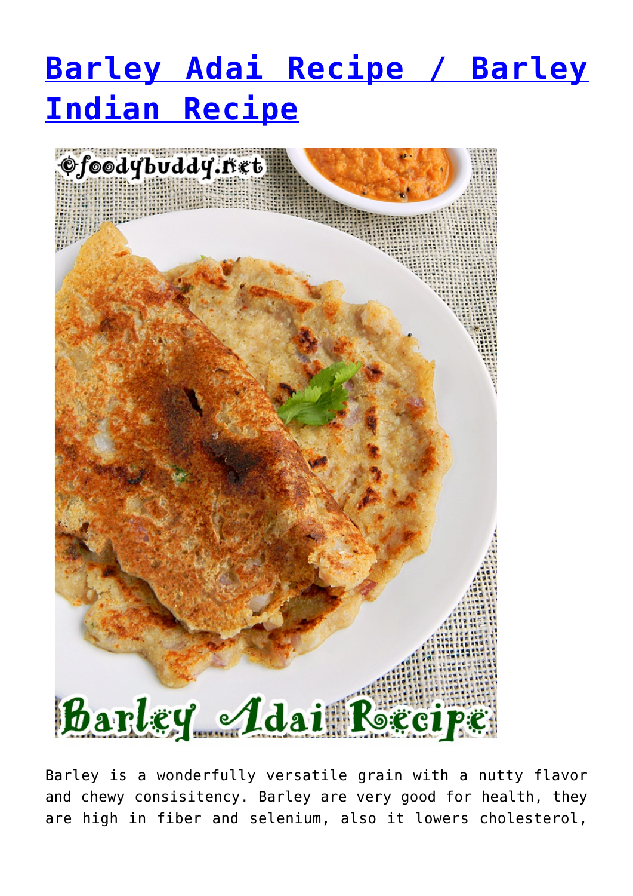# [Barley Adai Recipe / Barley Indian Recipe]()

Barley is a wonderfully versatile grain with a nutty flavor and chewy consisitency. Barley are very good for health, they are high in fiber and selenium, also it lowers cholesterol,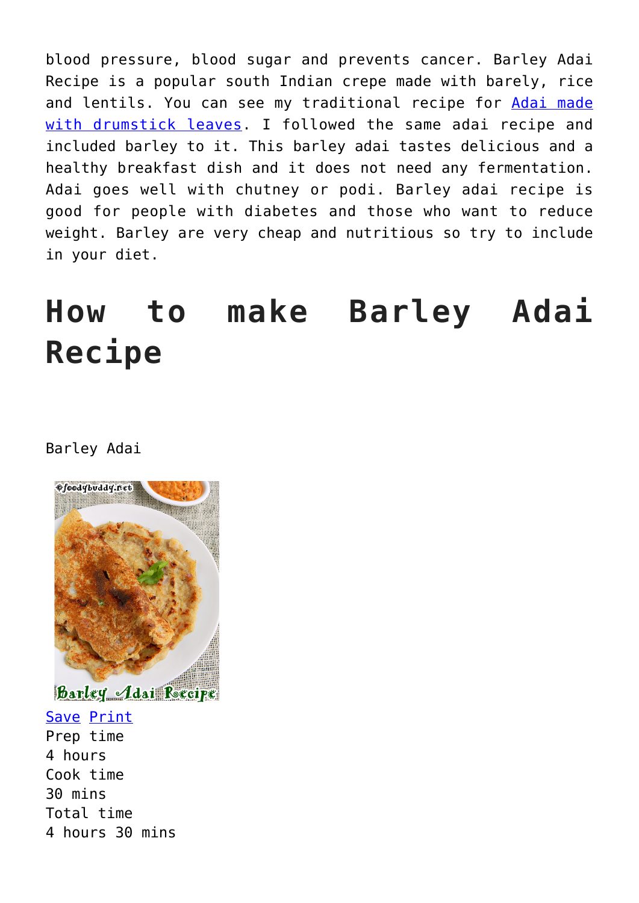blood pressure, blood sugar and prevents cancer. Barley Adai Recipe is a popular south Indian crepe made with barely, rice and lentils. You can see my traditional recipe for [Adai made with drumstick leaves](). I followed the same adai recipe and included barley to it. This barley adai tastes delicious and a healthy breakfast dish and it does not need any fermentation. Adai goes well with chutney or podi. Barley adai recipe is good for people with diabetes and those who want to reduce weight. Barley are very cheap and nutritious so try to include in your diet.

# How to make Barley Adai Recipe

Barley Adai

Save Print

Prep time
4 hours
Cook time
30 mins
Total time
4 hours 30 mins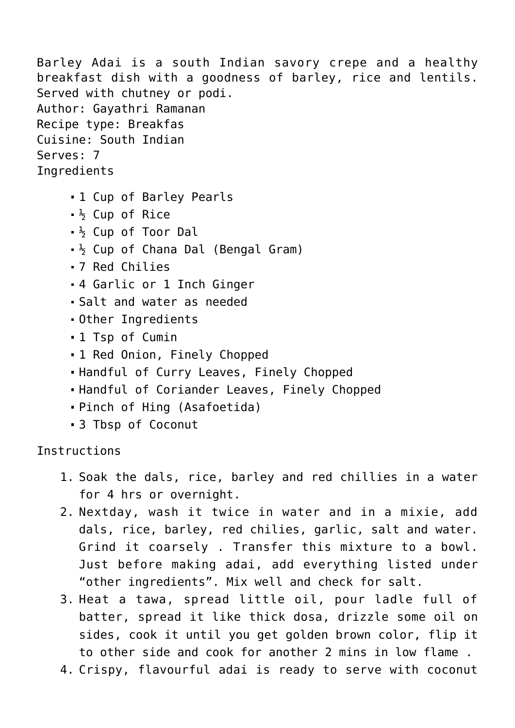Barley Adai is a south Indian savory crepe and a healthy breakfast dish with a goodness of barley, rice and lentils. Served with chutney or podi.
Author: Gayathri Ramanan
Recipe type: Breakfas
Cuisine: South Indian
Serves: 7
Ingredients

- 1 Cup of Barley Pearls
- ½ Cup of Rice
- ½ Cup of Toor Dal
- ½ Cup of Chana Dal (Bengal Gram)
- 7 Red Chilies
- 4 Garlic or 1 Inch Ginger
- Salt and water as needed
- Other Ingredients
- 1 Tsp of Cumin
- 1 Red Onion, Finely Chopped
- Handful of Curry Leaves, Finely Chopped
- Handful of Coriander Leaves, Finely Chopped
- Pinch of Hing (Asafoetida)
- 3 Tbsp of Coconut

Instructions

1. Soak the dals, rice, barley and red chillies in a water for 4 hrs or overnight.
2. Nextday, wash it twice in water and in a mixie, add dals, rice, barley, red chilies, garlic, salt and water. Grind it coarsely . Transfer this mixture to a bowl. Just before making adai, add everything listed under "other ingredients". Mix well and check for salt.
3. Heat a tawa, spread little oil, pour ladle full of batter, spread it like thick dosa, drizzle some oil on sides, cook it until you get golden brown color, flip it to other side and cook for another 2 mins in low flame .
4. Crispy, flavourful adai is ready to serve with coconut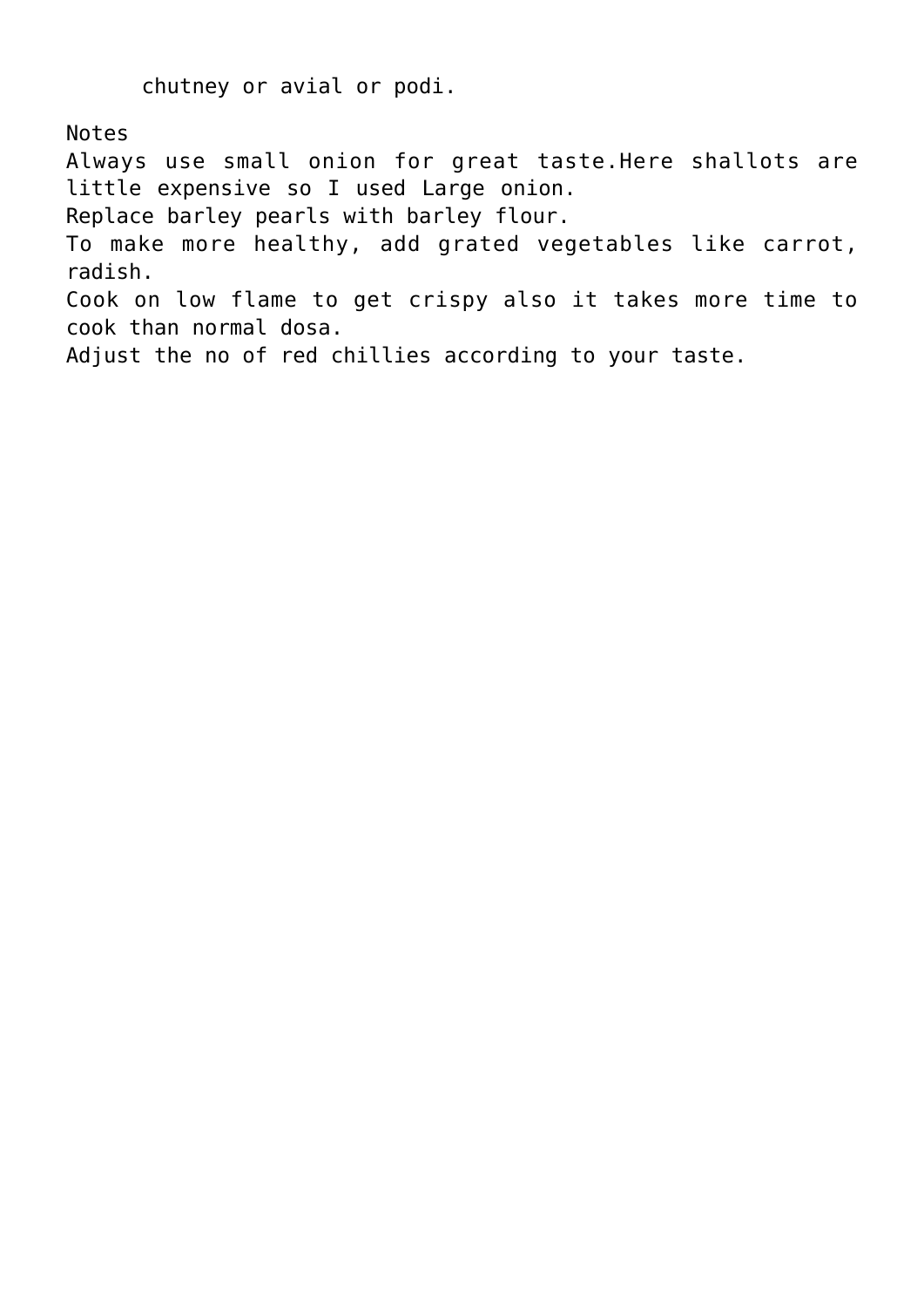chutney or avial or podi.

Notes

Always use small onion for great taste.Here shallots are little expensive so I used Large onion.
Replace barley pearls with barley flour.
To make more healthy, add grated vegetables like carrot, radish.
Cook on low flame to get crispy also it takes more time to cook than normal dosa.
Adjust the no of red chillies according to your taste.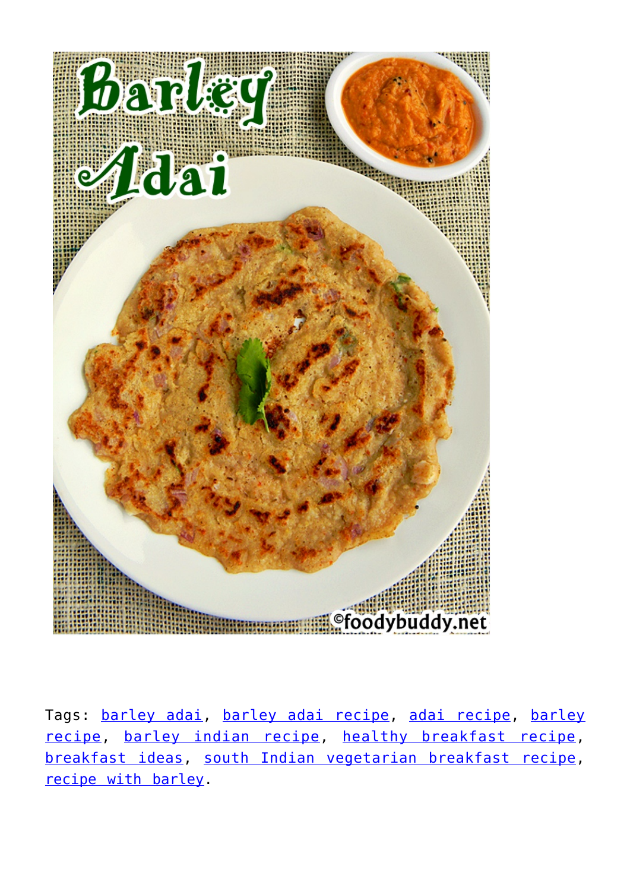Tags: barley adai, barley adai recipe, adai recipe, barley recipe, barley indian recipe, healthy breakfast recipe, breakfast ideas, south Indian vegetarian breakfast recipe, recipe with barley.